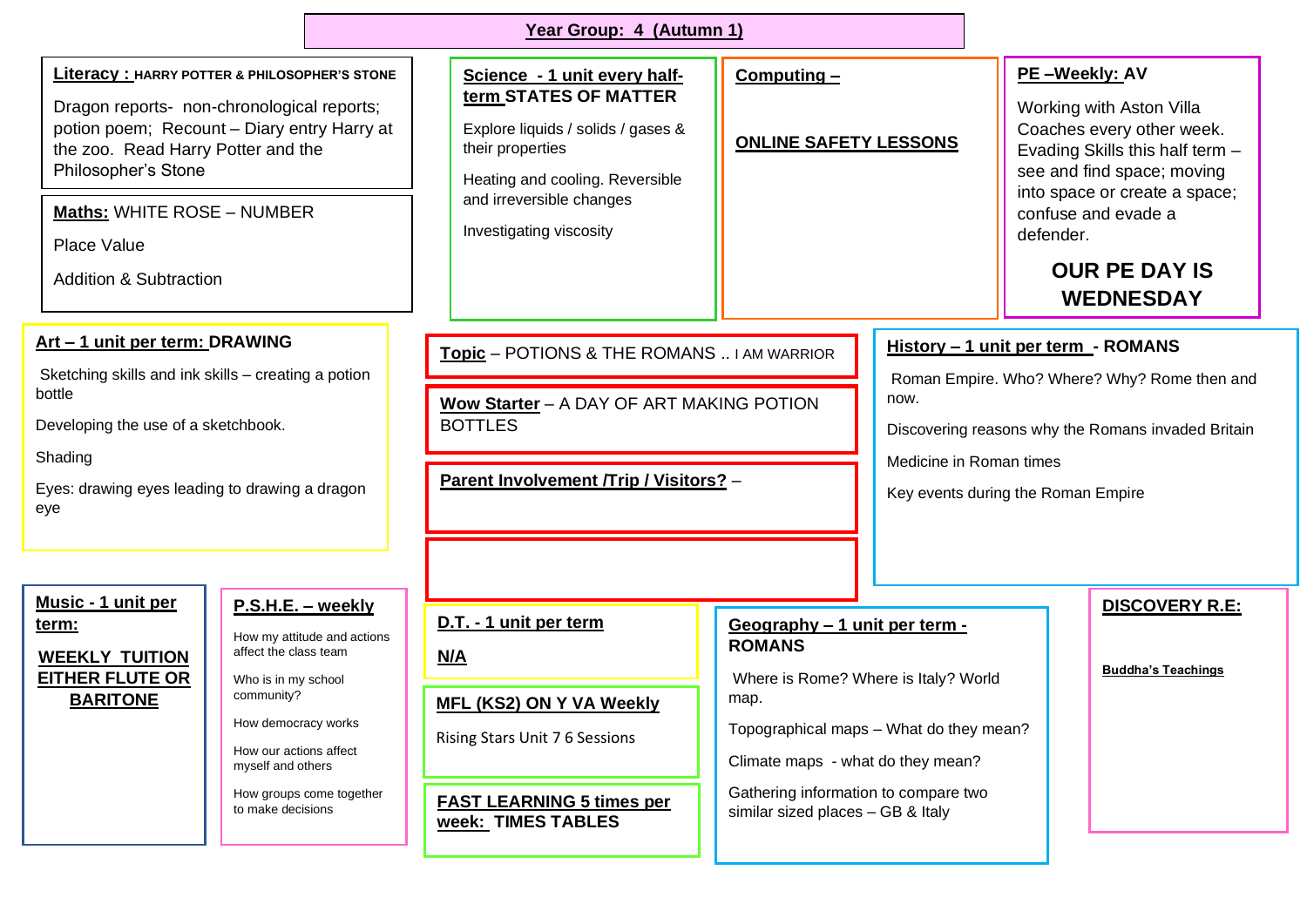# Year Group: 4 (Autumn 1)

## Literacy : HARRY POTTER & PHILOSOPHER'S STONE

Dragon reports- non-chronological reports; potion poem; Recount – Diary entry Harry at the zoo. Read Harry Potter and the Philosopher's Stone

## Maths: WHITE ROSE – NUMBER

Place Value

Addition & Subtraction

## Science - 1 unit every half-term STATES OF MATTER

Explore liquids / solids / gases & their properties

Heating and cooling. Reversible and irreversible changes

Investigating viscosity

## Computing –

**ONLINE SAFETY LESSONS**

## PE –Weekly: AV

Working with Aston Villa Coaches every other week. Evading Skills this half term – see and find space; moving into space or create a space; confuse and evade a defender.

**OUR PE DAY IS WEDNESDAY**

## Art – 1 unit per term: DRAWING

Sketching skills and ink skills – creating a potion bottle

Developing the use of a sketchbook.

Shading

Eyes: drawing eyes leading to drawing a dragon eye

## Topic – POTIONS & THE ROMANS .. I AM WARRIOR

**Wow Starter** – A DAY OF ART MAKING POTION BOTTLES

**Parent Involvement /Trip / Visitors?** –

## History – 1 unit per term - ROMANS

Roman Empire. Who? Where? Why? Rome then and now.

Discovering reasons why the Romans invaded Britain

Medicine in Roman times

Key events during the Roman Empire

## Music - 1 unit per term:

**WEEKLY TUITION EITHER FLUTE OR BARITONE**

## P.S.H.E. – weekly

How my attitude and actions affect the class team

Who is in my school community?

How democracy works

How our actions affect myself and others

How groups come together to make decisions

## D.T. - 1 unit per term

**N/A**

## MFL (KS2) ON Y VA Weekly

Rising Stars Unit 7 6 Sessions

## FAST LEARNING 5 times per week: TIMES TABLES

## Geography – 1 unit per term - ROMANS

Where is Rome? Where is Italy? World map.

Topographical maps – What do they mean?

Climate maps - what do they mean?

Gathering information to compare two similar sized places – GB & Italy

## DISCOVERY R.E:

**Buddha's Teachings**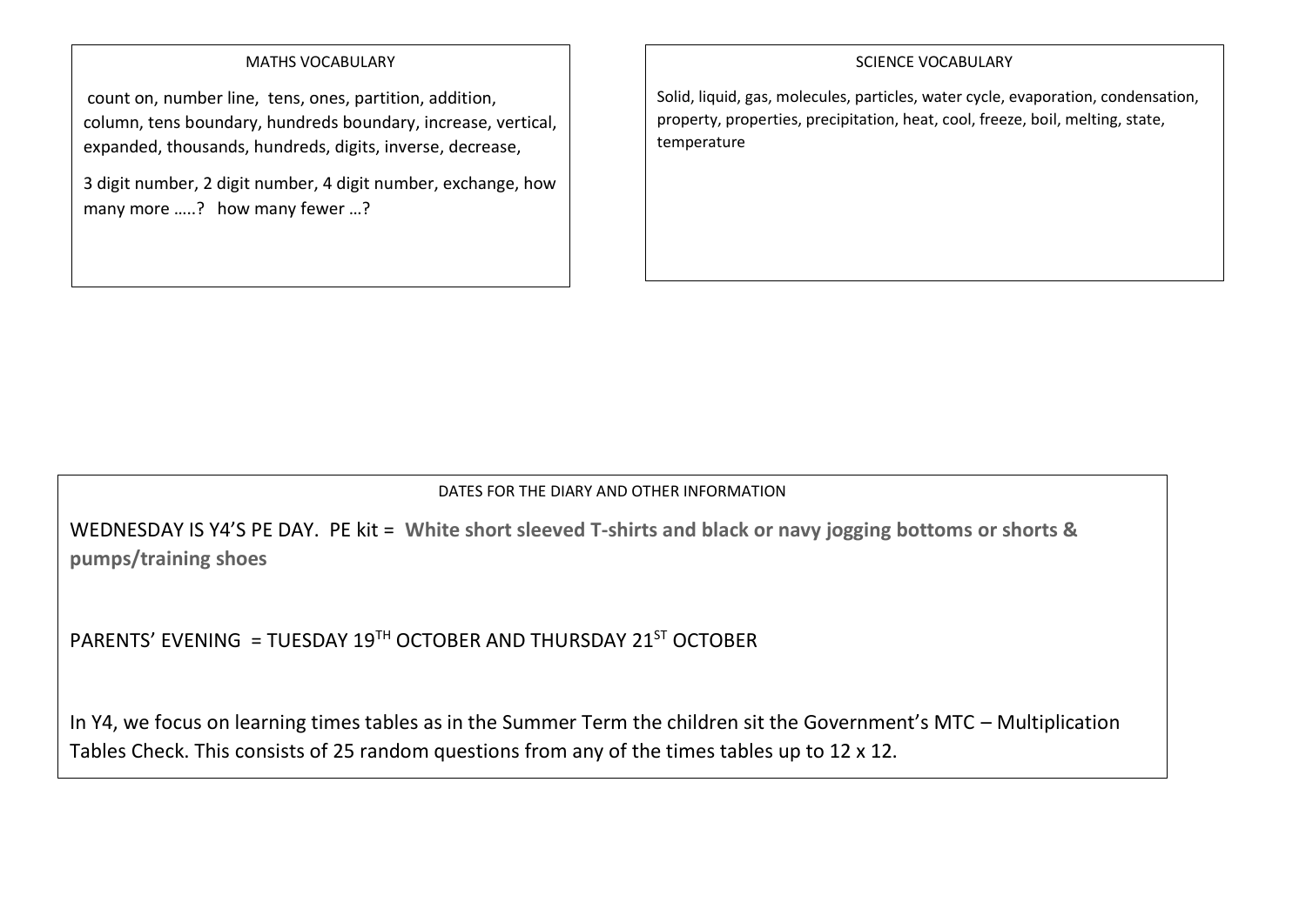## MATHS VOCABULARY

count on, number line, tens, ones, partition, addition, column, tens boundary, hundreds boundary, increase, vertical, expanded, thousands, hundreds, digits, inverse, decrease,

3 digit number, 2 digit number, 4 digit number, exchange, how many more …..? how many fewer …?

## SCIENCE VOCABULARY

Solid, liquid, gas, molecules, particles, water cycle, evaporation, condensation, property, properties, precipitation, heat, cool, freeze, boil, melting, state, temperature

## DATES FOR THE DIARY AND OTHER INFORMATION

WEDNESDAY IS Y4'S PE DAY. PE kit = **White short sleeved T-shirts and black or navy jogging bottoms or shorts & pumps/training shoes**

PARENTS' EVENING = TUESDAY 19TH OCTOBER AND THURSDAY 21ST OCTOBER

In Y4, we focus on learning times tables as in the Summer Term the children sit the Government's MTC – Multiplication Tables Check. This consists of 25 random questions from any of the times tables up to 12 x 12.